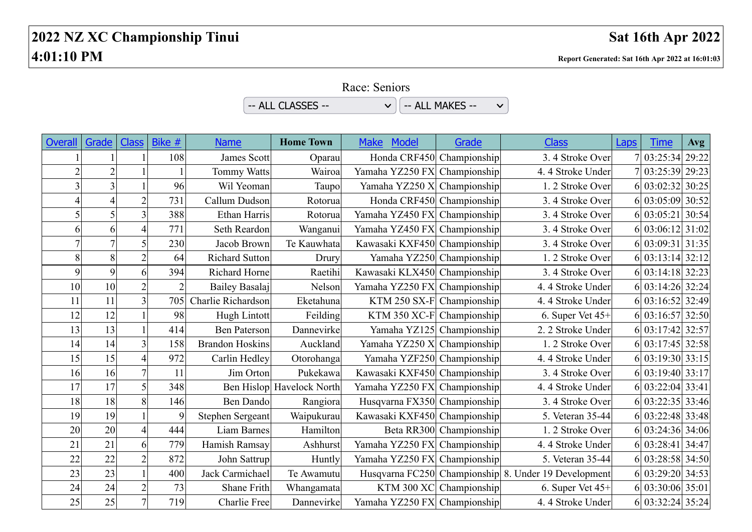# 2022 NZ XC Championship Tinui

**4:01:10 PM**

**Sat 16th Apr 2022**

**Report Generated: Sat 16th Apr 2022 at 16:01:03**

Race: Seniors

-- ALL CLASSES -- | -- ALL MAKES --

| Overall | Grade | Class | Bike # | Name | Home Town | Make Model | Grade | Class | Laps | Time | Avg |
|---|---|---|---|---|---|---|---|---|---|---|---|
| 1 | 1 | 1 | 108 | James Scott | Oparau | Honda CRF450 | Championship | 3. 4 Stroke Over | 7 | 03:25:34 | 29:22 |
| 2 | 2 | 1 | 1 | Tommy Watts | Wairoa | Yamaha YZ250 FX | Championship | 4. 4 Stroke Under | 7 | 03:25:39 | 29:23 |
| 3 | 3 | 1 | 96 | Wil Yeoman | Taupo | Yamaha YZ250 X | Championship | 1. 2 Stroke Over | 6 | 03:02:32 | 30:25 |
| 4 | 4 | 2 | 731 | Callum Dudson | Rotorua | Honda CRF450 | Championship | 3. 4 Stroke Over | 6 | 03:05:09 | 30:52 |
| 5 | 5 | 3 | 388 | Ethan Harris | Rotorua | Yamaha YZ450 FX | Championship | 3. 4 Stroke Over | 6 | 03:05:21 | 30:54 |
| 6 | 6 | 4 | 771 | Seth Reardon | Wanganui | Yamaha YZ450 FX | Championship | 3. 4 Stroke Over | 6 | 03:06:12 | 31:02 |
| 7 | 7 | 5 | 230 | Jacob Brown | Te Kauwhata | Kawasaki KXF450 | Championship | 3. 4 Stroke Over | 6 | 03:09:31 | 31:35 |
| 8 | 8 | 2 | 64 | Richard Sutton | Drury | Yamaha YZ250 | Championship | 1. 2 Stroke Over | 6 | 03:13:14 | 32:12 |
| 9 | 9 | 6 | 394 | Richard Horne | Raetihi | Kawasaki KLX450 | Championship | 3. 4 Stroke Over | 6 | 03:14:18 | 32:23 |
| 10 | 10 | 2 | 2 | Bailey Basalaj | Nelson | Yamaha YZ250 FX | Championship | 4. 4 Stroke Under | 6 | 03:14:26 | 32:24 |
| 11 | 11 | 3 | 705 | Charlie Richardson | Eketahuna | KTM 250 SX-F | Championship | 4. 4 Stroke Under | 6 | 03:16:52 | 32:49 |
| 12 | 12 | 1 | 98 | Hugh Lintott | Feilding | KTM 350 XC-F | Championship | 6. Super Vet 45+ | 6 | 03:16:57 | 32:50 |
| 13 | 13 | 1 | 414 | Ben Paterson | Dannevirke | Yamaha YZ125 | Championship | 2. 2 Stroke Under | 6 | 03:17:42 | 32:57 |
| 14 | 14 | 3 | 158 | Brandon Hoskins | Auckland | Yamaha YZ250 X | Championship | 1. 2 Stroke Over | 6 | 03:17:45 | 32:58 |
| 15 | 15 | 4 | 972 | Carlin Hedley | Otorohanga | Yamaha YZF250 | Championship | 4. 4 Stroke Under | 6 | 03:19:30 | 33:15 |
| 16 | 16 | 7 | 11 | Jim Orton | Pukekawa | Kawasaki KXF450 | Championship | 3. 4 Stroke Over | 6 | 03:19:40 | 33:17 |
| 17 | 17 | 5 | 348 | Ben Hislop | Havelock North | Yamaha YZ250 FX | Championship | 4. 4 Stroke Under | 6 | 03:22:04 | 33:41 |
| 18 | 18 | 8 | 146 | Ben Dando | Rangiora | Husqvarna FX350 | Championship | 3. 4 Stroke Over | 6 | 03:22:35 | 33:46 |
| 19 | 19 | 1 | 9 | Stephen Sergeant | Waipukurau | Kawasaki KXF450 | Championship | 5. Veteran 35-44 | 6 | 03:22:48 | 33:48 |
| 20 | 20 | 4 | 444 | Liam Barnes | Hamilton | Beta RR300 | Championship | 1. 2 Stroke Over | 6 | 03:24:36 | 34:06 |
| 21 | 21 | 6 | 779 | Hamish Ramsay | Ashhurst | Yamaha YZ250 FX | Championship | 4. 4 Stroke Under | 6 | 03:28:41 | 34:47 |
| 22 | 22 | 2 | 872 | John Sattrup | Huntly | Yamaha YZ250 FX | Championship | 5. Veteran 35-44 | 6 | 03:28:58 | 34:50 |
| 23 | 23 | 1 | 400 | Jack Carmichael | Te Awamutu | Husqvarna FC250 | Championship | 8. Under 19 Development | 6 | 03:29:20 | 34:53 |
| 24 | 24 | 2 | 73 | Shane Frith | Whangamata | KTM 300 XC | Championship | 6. Super Vet 45+ | 6 | 03:30:06 | 35:01 |
| 25 | 25 | 7 | 719 | Charlie Free | Dannevirke | Yamaha YZ250 FX | Championship | 4. 4 Stroke Under | 6 | 03:32:24 | 35:24 |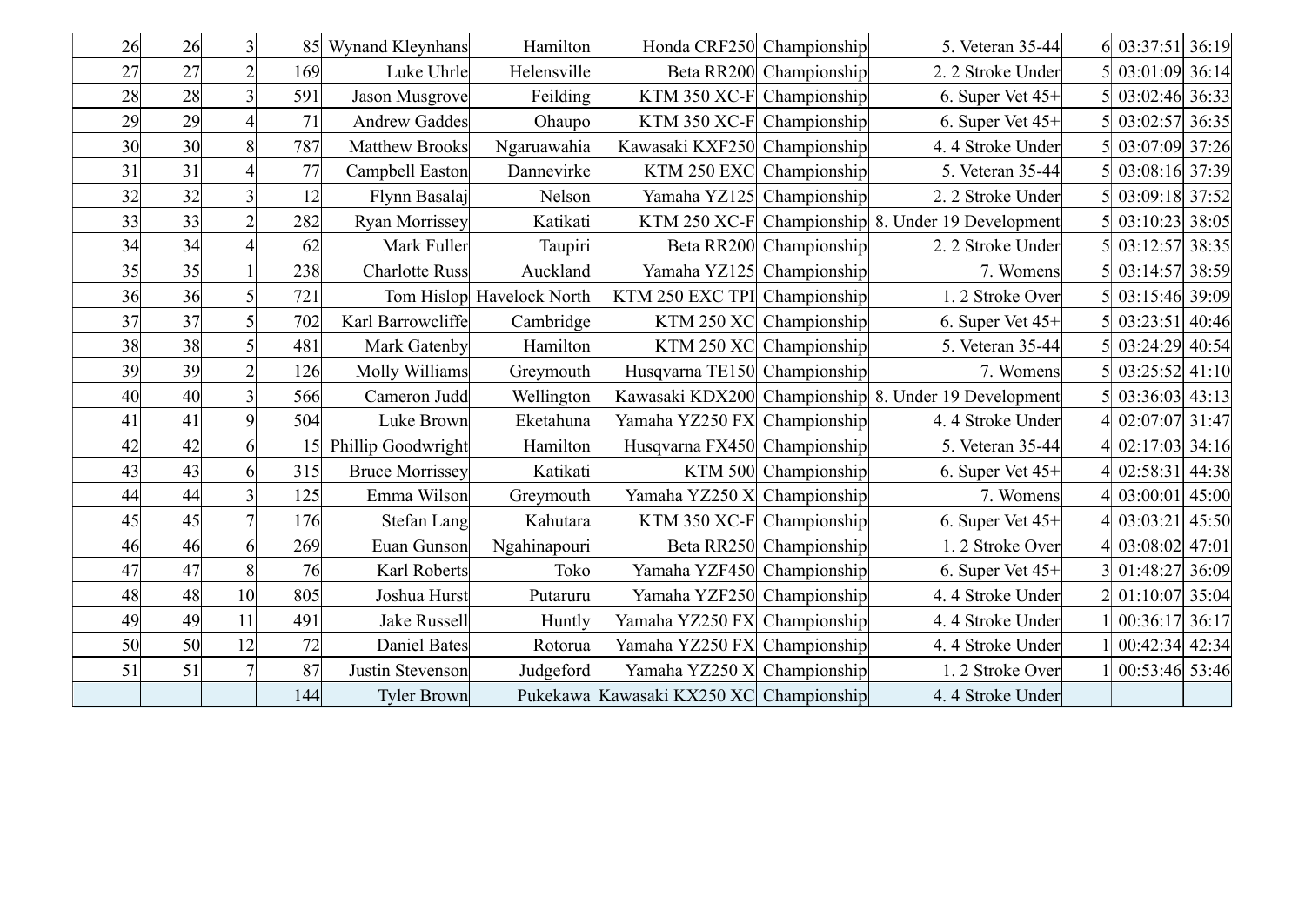| | | | | | | | | | | | |
|---|---|---|---|---|---|---|---|---|---|---|---|
| 26 | 26 | 3 | 85 | Wynand Kleynhans | Hamilton | Honda CRF250 | Championship | 5. Veteran 35-44 | 6 | 03:37:51 | 36:19 |
| 27 | 27 | 2 | 169 | Luke Uhrle | Helensville | Beta RR200 | Championship | 2. 2 Stroke Under | 5 | 03:01:09 | 36:14 |
| 28 | 28 | 3 | 591 | Jason Musgrove | Feilding | KTM 350 XC-F | Championship | 6. Super Vet 45+ | 5 | 03:02:46 | 36:33 |
| 29 | 29 | 4 | 71 | Andrew Gaddes | Ohaupo | KTM 350 XC-F | Championship | 6. Super Vet 45+ | 5 | 03:02:57 | 36:35 |
| 30 | 30 | 8 | 787 | Matthew Brooks | Ngaruawahia | Kawasaki KXF250 | Championship | 4. 4 Stroke Under | 5 | 03:07:09 | 37:26 |
| 31 | 31 | 4 | 77 | Campbell Easton | Dannevirke | KTM 250 EXC | Championship | 5. Veteran 35-44 | 5 | 03:08:16 | 37:39 |
| 32 | 32 | 3 | 12 | Flynn Basalaj | Nelson | Yamaha YZ125 | Championship | 2. 2 Stroke Under | 5 | 03:09:18 | 37:52 |
| 33 | 33 | 2 | 282 | Ryan Morrissey | Katikati | KTM 250 XC-F | Championship | 8. Under 19 Development | 5 | 03:10:23 | 38:05 |
| 34 | 34 | 4 | 62 | Mark Fuller | Taupiri | Beta RR200 | Championship | 2. 2 Stroke Under | 5 | 03:12:57 | 38:35 |
| 35 | 35 | 1 | 238 | Charlotte Russ | Auckland | Yamaha YZ125 | Championship | 7. Womens | 5 | 03:14:57 | 38:59 |
| 36 | 36 | 5 | 721 | Tom Hislop | Havelock North | KTM 250 EXC TPI | Championship | 1. 2 Stroke Over | 5 | 03:15:46 | 39:09 |
| 37 | 37 | 5 | 702 | Karl Barrowcliffe | Cambridge | KTM 250 XC | Championship | 6. Super Vet 45+ | 5 | 03:23:51 | 40:46 |
| 38 | 38 | 5 | 481 | Mark Gatenby | Hamilton | KTM 250 XC | Championship | 5. Veteran 35-44 | 5 | 03:24:29 | 40:54 |
| 39 | 39 | 2 | 126 | Molly Williams | Greymouth | Husqvarna TE150 | Championship | 7. Womens | 5 | 03:25:52 | 41:10 |
| 40 | 40 | 3 | 566 | Cameron Judd | Wellington | Kawasaki KDX200 | Championship | 8. Under 19 Development | 5 | 03:36:03 | 43:13 |
| 41 | 41 | 9 | 504 | Luke Brown | Eketahuna | Yamaha YZ250 FX | Championship | 4. 4 Stroke Under | 4 | 02:07:07 | 31:47 |
| 42 | 42 | 6 | 15 | Phillip Goodwright | Hamilton | Husqvarna FX450 | Championship | 5. Veteran 35-44 | 4 | 02:17:03 | 34:16 |
| 43 | 43 | 6 | 315 | Bruce Morrissey | Katikati | KTM 500 | Championship | 6. Super Vet 45+ | 4 | 02:58:31 | 44:38 |
| 44 | 44 | 3 | 125 | Emma Wilson | Greymouth | Yamaha YZ250 X | Championship | 7. Womens | 4 | 03:00:01 | 45:00 |
| 45 | 45 | 7 | 176 | Stefan Lang | Kahutara | KTM 350 XC-F | Championship | 6. Super Vet 45+ | 4 | 03:03:21 | 45:50 |
| 46 | 46 | 6 | 269 | Euan Gunson | Ngahinapouri | Beta RR250 | Championship | 1. 2 Stroke Over | 4 | 03:08:02 | 47:01 |
| 47 | 47 | 8 | 76 | Karl Roberts | Toko | Yamaha YZF450 | Championship | 6. Super Vet 45+ | 3 | 01:48:27 | 36:09 |
| 48 | 48 | 10 | 805 | Joshua Hurst | Putaruru | Yamaha YZF250 | Championship | 4. 4 Stroke Under | 2 | 01:10:07 | 35:04 |
| 49 | 49 | 11 | 491 | Jake Russell | Huntly | Yamaha YZ250 FX | Championship | 4. 4 Stroke Under | 1 | 00:36:17 | 36:17 |
| 50 | 50 | 12 | 72 | Daniel Bates | Rotorua | Yamaha YZ250 FX | Championship | 4. 4 Stroke Under | 1 | 00:42:34 | 42:34 |
| 51 | 51 | 7 | 87 | Justin Stevenson | Judgeford | Yamaha YZ250 X | Championship | 1. 2 Stroke Over | 1 | 00:53:46 | 53:46 |
| | | | 144 | Tyler Brown | Pukekawa | Kawasaki KX250 XC | Championship | 4. 4 Stroke Under | | | |